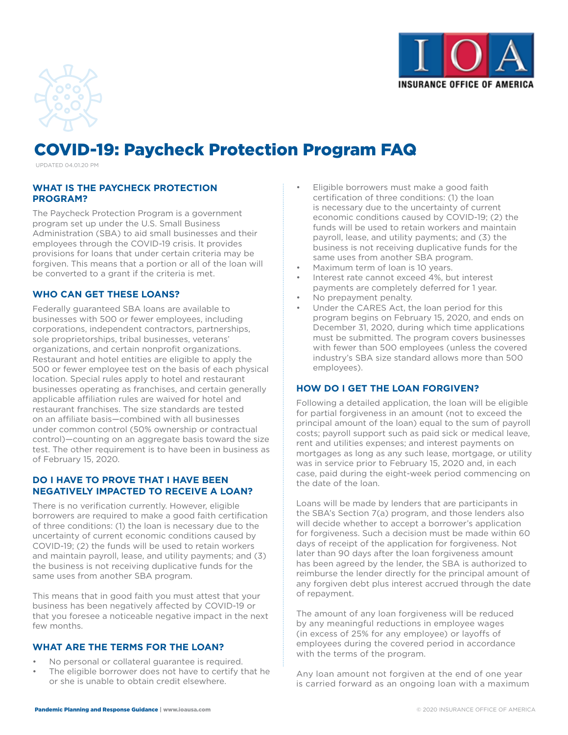# COVID-19: Paycheck Protection Program FAQ

UPDATED 04.01.20 PM

## WHAT IS THE PAYCHECK PROTECTION PROGRAM?

The Paycheck Protection Program is a government program set up under the U.S. Small Business Administration (SBA) to aid small businesses and their employees through the COVID-19 crisis. It provides provisions for loans that under certain criteria may be forgiven. This means that a portion or all of the loan will be converted to a grant if the criteria is met.

## WHO CAN GET THESE LOANS?

Federally guaranteed SBA loans are available to businesses with 500 or fewer employees, including corporations, independent contractors, partnerships, sole proprietorships, tribal businesses, veterans' organizations, and certain nonprofit organizations. Restaurant and hotel entities are eligible to apply the 500 or fewer employee test on the basis of each physical location. Special rules apply to hotel and restaurant businesses operating as franchises, and certain generally applicable affiliation rules are waived for hotel and restaurant franchises. The size standards are tested on an affiliate basis—combined with all businesses under common control (50% ownership or contractual control)—counting on an aggregate basis toward the size test. The other requirement is to have been in business as of February 15, 2020.

## DO I HAVE TO PROVE THAT I HAVE BEEN NEGATIVELY IMPACTED TO RECEIVE A LOAN?

There is no verification currently. However, eligible borrowers are required to make a good faith certification of three conditions: (1) the loan is necessary due to the uncertainty of current economic conditions caused by COVID-19; (2) the funds will be used to retain workers and maintain payroll, lease, and utility payments; and (3) the business is not receiving duplicative funds for the same uses from another SBA program.

This means that in good faith you must attest that your business has been negatively affected by COVID-19 or that you foresee a noticeable negative impact in the next few months.

## WHAT ARE THE TERMS FOR THE LOAN?

- No personal or collateral guarantee is required.
- The eligible borrower does not have to certify that he or she is unable to obtain credit elsewhere.
- Eligible borrowers must make a good faith certification of three conditions: (1) the loan is necessary due to the uncertainty of current economic conditions caused by COVID-19; (2) the funds will be used to retain workers and maintain payroll, lease, and utility payments; and (3) the business is not receiving duplicative funds for the same uses from another SBA program.
- Maximum term of loan is 10 years.
- Interest rate cannot exceed 4%, but interest payments are completely deferred for 1 year.
- No prepayment penalty.
- Under the CARES Act, the loan period for this program begins on February 15, 2020, and ends on December 31, 2020, during which time applications must be submitted. The program covers businesses with fewer than 500 employees (unless the covered industry's SBA size standard allows more than 500 employees).

## HOW DO I GET THE LOAN FORGIVEN?

Following a detailed application, the loan will be eligible for partial forgiveness in an amount (not to exceed the principal amount of the loan) equal to the sum of payroll costs; payroll support such as paid sick or medical leave, rent and utilities expenses; and interest payments on mortgages as long as any such lease, mortgage, or utility was in service prior to February 15, 2020 and, in each case, paid during the eight-week period commencing on the date of the loan.

Loans will be made by lenders that are participants in the SBA's Section 7(a) program, and those lenders also will decide whether to accept a borrower's application for forgiveness. Such a decision must be made within 60 days of receipt of the application for forgiveness. Not later than 90 days after the loan forgiveness amount has been agreed by the lender, the SBA is authorized to reimburse the lender directly for the principal amount of any forgiven debt plus interest accrued through the date of repayment.

The amount of any loan forgiveness will be reduced by any meaningful reductions in employee wages (in excess of 25% for any employee) or layoffs of employees during the covered period in accordance with the terms of the program.

Any loan amount not forgiven at the end of one year is carried forward as an ongoing loan with a maximum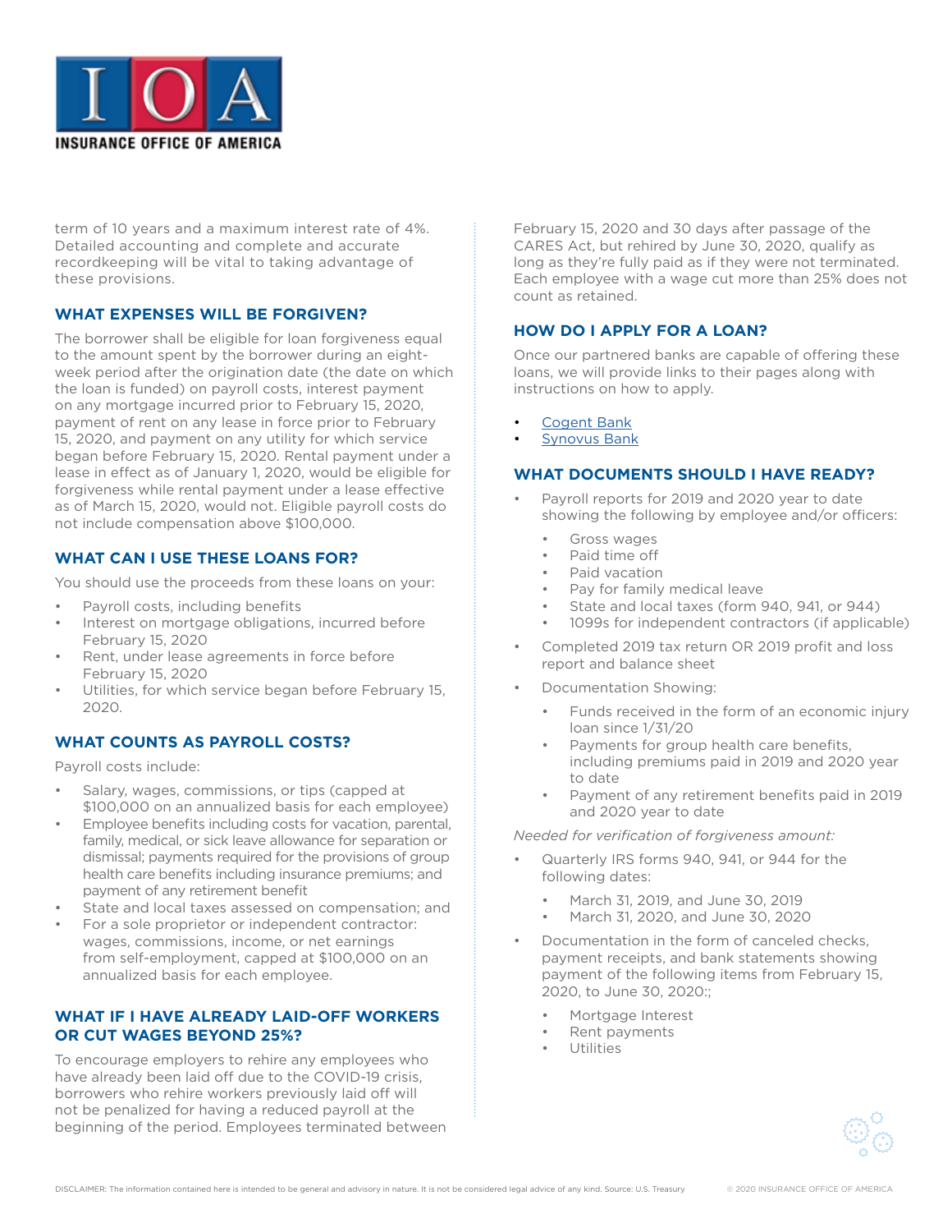term of 10 years and a maximum interest rate of 4%. Detailed accounting and complete and accurate recordkeeping will be vital to taking advantage of these provisions.

## WHAT EXPENSES WILL BE FORGIVEN?

The borrower shall be eligible for loan forgiveness equal to the amount spent by the borrower during an eight-week period after the origination date (the date on which the loan is funded) on payroll costs, interest payment on any mortgage incurred prior to February 15, 2020, payment of rent on any lease in force prior to February 15, 2020, and payment on any utility for which service began before February 15, 2020. Rental payment under a lease in effect as of January 1, 2020, would be eligible for forgiveness while rental payment under a lease effective as of March 15, 2020, would not. Eligible payroll costs do not include compensation above $100,000.

## WHAT CAN I USE THESE LOANS FOR?

You should use the proceeds from these loans on your:

- Payroll costs, including benefits
- Interest on mortgage obligations, incurred before February 15, 2020
- Rent, under lease agreements in force before February 15, 2020
- Utilities, for which service began before February 15, 2020.

## WHAT COUNTS AS PAYROLL COSTS?

Payroll costs include:

- Salary, wages, commissions, or tips (capped at $100,000 on an annualized basis for each employee)
- Employee benefits including costs for vacation, parental, family, medical, or sick leave allowance for separation or dismissal; payments required for the provisions of group health care benefits including insurance premiums; and payment of any retirement benefit
- State and local taxes assessed on compensation; and
- For a sole proprietor or independent contractor: wages, commissions, income, or net earnings from self-employment, capped at $100,000 on an annualized basis for each employee.

## WHAT IF I HAVE ALREADY LAID-OFF WORKERS OR CUT WAGES BEYOND 25%?

To encourage employers to rehire any employees who have already been laid off due to the COVID-19 crisis, borrowers who rehire workers previously laid off will not be penalized for having a reduced payroll at the beginning of the period. Employees terminated between February 15, 2020 and 30 days after passage of the CARES Act, but rehired by June 30, 2020, qualify as long as they're fully paid as if they were not terminated. Each employee with a wage cut more than 25% does not count as retained.

## HOW DO I APPLY FOR A LOAN?

Once our partnered banks are capable of offering these loans, we will provide links to their pages along with instructions on how to apply.

- Cogent Bank
- Synovus Bank

## WHAT DOCUMENTS SHOULD I HAVE READY?

- Payroll reports for 2019 and 2020 year to date showing the following by employee and/or officers:
  - Gross wages
  - Paid time off
  - Paid vacation
  - Pay for family medical leave
  - State and local taxes (form 940, 941, or 944)
  - 1099s for independent contractors (if applicable)
- Completed 2019 tax return OR 2019 profit and loss report and balance sheet
- Documentation Showing:
  - Funds received in the form of an economic injury loan since 1/31/20
  - Payments for group health care benefits, including premiums paid in 2019 and 2020 year to date
  - Payment of any retirement benefits paid in 2019 and 2020 year to date

*Needed for verification of forgiveness amount:*

- Quarterly IRS forms 940, 941, or 944 for the following dates:
  - March 31, 2019, and June 30, 2019
  - March 31, 2020, and June 30, 2020
- Documentation in the form of canceled checks, payment receipts, and bank statements showing payment of the following items from February 15, 2020, to June 30, 2020:;
  - Mortgage Interest
  - Rent payments
  - Utilities

DISCLAIMER: The information contained here is intended to be general and advisory in nature. It is not be considered legal advice of any kind. Source: U.S. Treasury

© 2020 INSURANCE OFFICE OF AMERICA